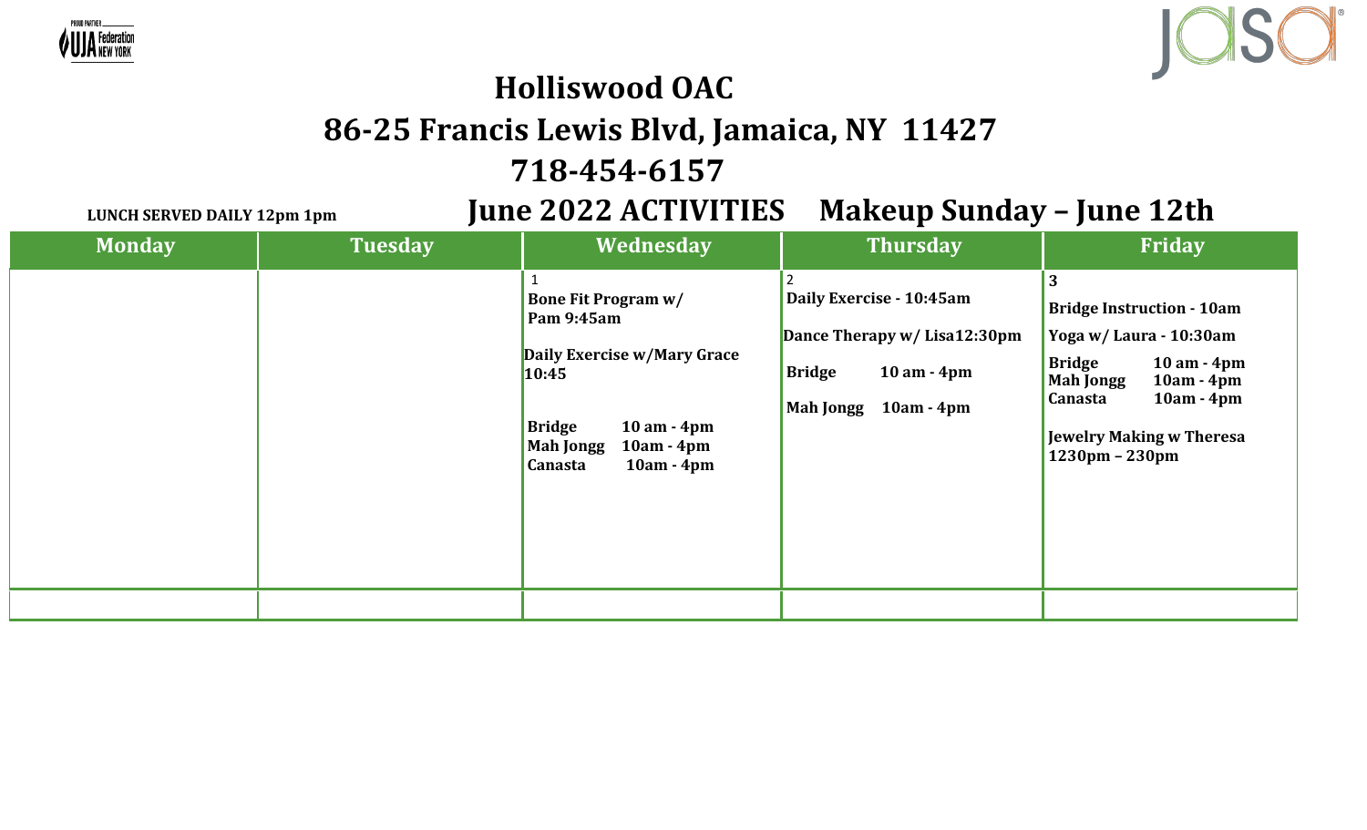PROUD PARTNER UJA Federation NEW YORK

jasa

# Holliswood OAC

## 86-25 Francis Lewis Blvd, Jamaica, NY 11427

## 718-454-6157

**LUNCH SERVED DAILY 12pm 1pm**

## June 2022 ACTIVITIES Makeup Sunday – June 12th

| Monday | Tuesday | Wednesday | Thursday | Friday |
|---|---|---|---|---|
| | | 1<br>**Bone Fit Program w/ Pam 9:45am**<br><br>**Daily Exercise w/Mary Grace 10:45**<br><br>**Bridge 10 am - 4pm**<br>**Mah Jongg 10am - 4pm**<br>**Canasta 10am - 4pm** | 2<br>**Daily Exercise - 10:45am**<br><br>**Dance Therapy w/ Lisa12:30pm**<br><br>**Bridge 10 am - 4pm**<br><br>**Mah Jongg 10am - 4pm** | **3**<br>**Bridge Instruction - 10am**<br><br>**Yoga w/ Laura - 10:30am**<br><br>**Bridge 10 am - 4pm**<br>**Mah Jongg 10am - 4pm**<br>**Canasta 10am - 4pm**<br><br>**Jewelry Making w Theresa 1230pm – 230pm** |
| | | | | |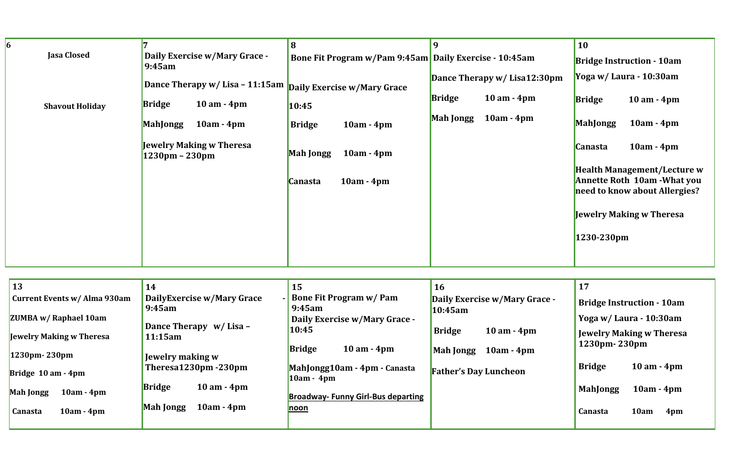| 6 | 7 | 8 | 9 | 10 |
|---|---|---|---|---|
| **Jasa Closed**<br><br>**Shavout Holiday** | **Daily Exercise w/Mary Grace - 9:45am**<br><br>**Dance Therapy w/ Lisa – 11:15am**<br><br>**Bridge 10 am - 4pm**<br><br>**MahJongg 10am - 4pm**<br><br>**Jewelry Making w Theresa 1230pm – 230pm** | **Bone Fit Program w/Pam 9:45am**<br><br>**Daily Exercise w/Mary Grace 10:45**<br><br>**Bridge 10am - 4pm**<br><br>**Mah Jongg 10am - 4pm**<br><br>**Canasta 10am - 4pm** | **Daily Exercise - 10:45am**<br><br>**Dance Therapy w/ Lisa12:30pm**<br><br>**Bridge 10 am - 4pm**<br><br>**Mah Jongg 10am - 4pm** | **Bridge Instruction - 10am**<br><br>**Yoga w/ Laura - 10:30am**<br><br>**Bridge 10 am - 4pm**<br><br>**MahJongg 10am - 4pm**<br><br>**Canasta 10am - 4pm**<br><br>**Health Management/Lecture w Annette Roth 10am -What you need to know about Allergies?**<br><br>**Jewelry Making w Theresa**<br><br>**1230-230pm** |

| 13 | 14 | 15 | 16 | 17 |
|---|---|---|---|---|
| **Current Events w/ Alma 930am**<br><br>**ZUMBA w/ Raphael 10am**<br><br>**Jewelry Making w Theresa**<br><br>**1230pm- 230pm**<br><br>**Bridge 10 am - 4pm**<br><br>**Mah Jongg 10am - 4pm**<br><br>**Canasta 10am - 4pm** | **DailyExercise w/Mary Grace - 9:45am**<br><br>**Dance Therapy w/ Lisa – 11:15am**<br><br>**Jewelry making w Theresa1230pm -230pm**<br><br>**Bridge 10 am - 4pm**<br><br>**Mah Jongg 10am - 4pm** | **Bone Fit Program w/ Pam 9:45am**<br><br>**Daily Exercise w/Mary Grace - 10:45**<br><br>**Bridge 10 am - 4pm**<br><br>**MahJongg10am - 4pm - Canasta 10am - 4pm**<br><br>**Broadway- Funny Girl-Bus departing noon** | **Daily Exercise w/Mary Grace - 10:45am**<br><br>**Bridge 10 am - 4pm**<br><br>**Mah Jongg 10am - 4pm**<br><br>**Father's Day Luncheon** | **Bridge Instruction - 10am**<br><br>**Yoga w/ Laura - 10:30am**<br><br>**Jewelry Making w Theresa 1230pm- 230pm**<br><br>**Bridge 10 am - 4pm**<br><br>**MahJongg 10am - 4pm**<br><br>**Canasta 10am 4pm** |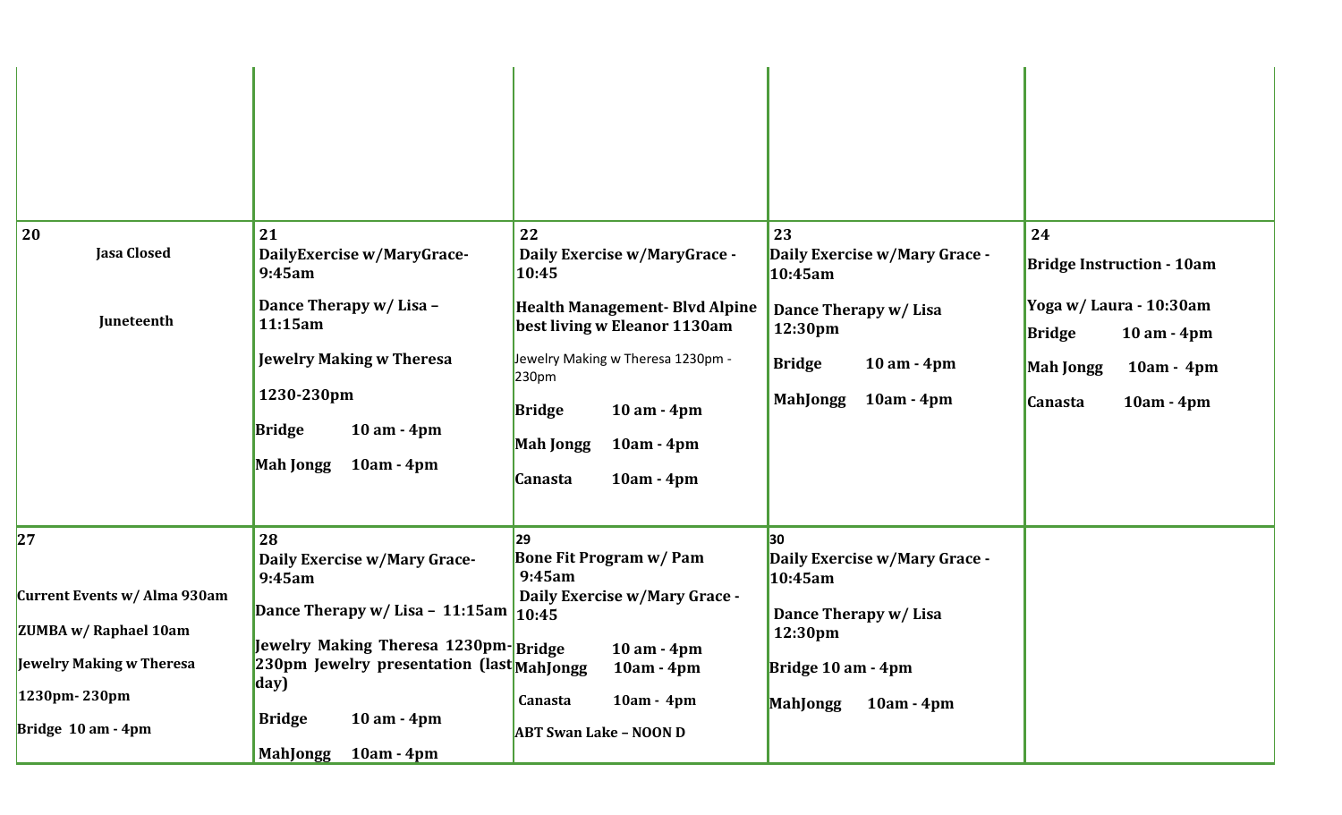| | | | | |
|---|---|---|---|---|
| | | | | |
| **20**<br>**Jasa Closed**<br><br>**Juneteenth** | **21**<br>**DailyExercise w/MaryGrace- 9:45am**<br>**Dance Therapy w/ Lisa – 11:15am**<br>**Jewelry Making w Theresa**<br>**1230-230pm**<br>**Bridge 10 am - 4pm**<br>**Mah Jongg 10am - 4pm** | **22**<br>**Daily Exercise w/MaryGrace - 10:45**<br>**Health Management- Blvd Alpine best living w Eleanor 1130am**<br>Jewelry Making w Theresa 1230pm - 230pm<br>**Bridge 10 am - 4pm**<br>**Mah Jongg 10am - 4pm**<br>**Canasta 10am - 4pm** | **23**<br>**Daily Exercise w/Mary Grace - 10:45am**<br>**Dance Therapy w/ Lisa 12:30pm**<br>**Bridge 10 am - 4pm**<br>**MahJongg 10am - 4pm** | **24**<br>**Bridge Instruction - 10am**<br>**Yoga w/ Laura - 10:30am**<br>**Bridge 10 am - 4pm**<br>**Mah Jongg 10am - 4pm**<br>**Canasta 10am - 4pm** |
| **27**<br>**Current Events w/ Alma 930am**<br>**ZUMBA w/ Raphael 10am**<br>**Jewelry Making w Theresa**<br>**1230pm- 230pm**<br>**Bridge 10 am - 4pm** | **28**<br>**Daily Exercise w/Mary Grace- 9:45am**<br>**Dance Therapy w/ Lisa – 11:15am**<br>**Jewelry Making Theresa 1230pm-230pm Jewelry presentation (last day)**<br>**Bridge 10 am - 4pm**<br>**MahJongg 10am - 4pm** | **29**<br>**Bone Fit Program w/ Pam 9:45am**<br>**Daily Exercise w/Mary Grace - 10:45**<br>**Bridge 10 am - 4pm**<br>**MahJongg 10am - 4pm**<br>**Canasta 10am - 4pm**<br>**ABT Swan Lake – NOON D** | **30**<br>**Daily Exercise w/Mary Grace - 10:45am**<br>**Dance Therapy w/ Lisa 12:30pm**<br>**Bridge 10 am - 4pm**<br>**MahJongg 10am - 4pm** | |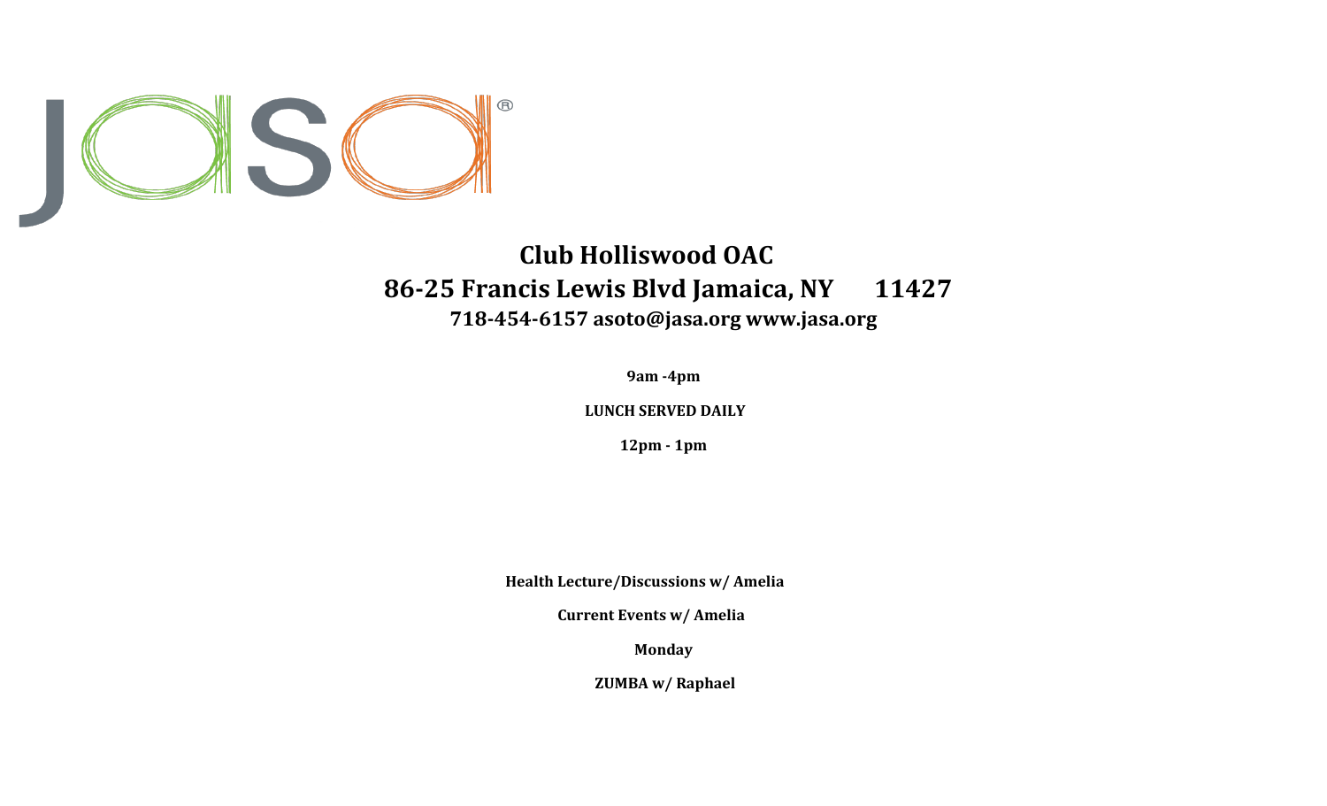# Club Holliswood OAC

## 86-25 Francis Lewis Blvd Jamaica, NY 11427

### 718-454-6157 asoto@jasa.org www.jasa.org

**9am -4pm**

**LUNCH SERVED DAILY**

**12pm - 1pm**

**Health Lecture/Discussions w/ Amelia**

**Current Events w/ Amelia**

**Monday**

**ZUMBA w/ Raphael**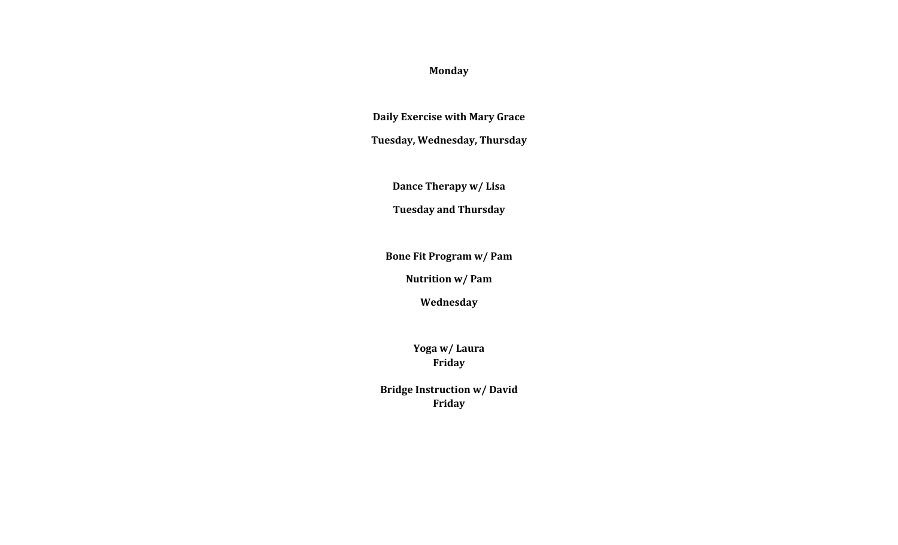**Monday**

**Daily Exercise with Mary Grace**

**Tuesday, Wednesday, Thursday**

**Dance Therapy w/ Lisa**

**Tuesday and Thursday**

**Bone Fit Program w/ Pam**

**Nutrition w/ Pam**

**Wednesday**

**Yoga w/ Laura**
**Friday**

**Bridge Instruction w/ David**
**Friday**